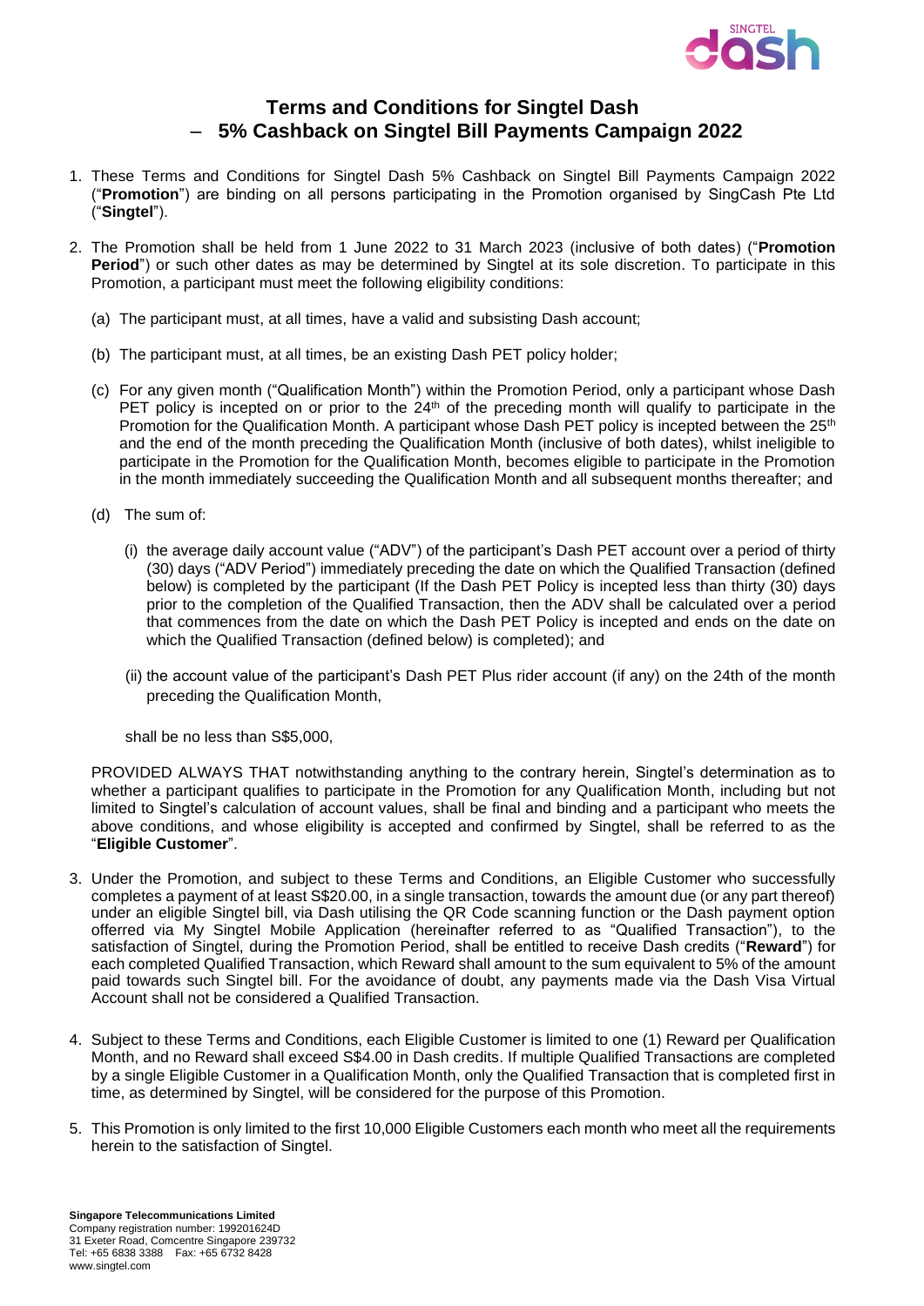# Terms and Conditions for Singtel Dash – 5% Cashback on Singtel Bill Payments Campaign 2022

1. These Terms and Conditions for Singtel Dash 5% Cashback on Singtel Bill Payments Campaign 2022 ("**Promotion**") are binding on all persons participating in the Promotion organised by SingCash Pte Ltd ("**Singtel**").

2. The Promotion shall be held from 1 June 2022 to 31 March 2023 (inclusive of both dates) ("**Promotion Period**") or such other dates as may be determined by Singtel at its sole discretion. To participate in this Promotion, a participant must meet the following eligibility conditions:

   (a) The participant must, at all times, have a valid and subsisting Dash account;

   (b) The participant must, at all times, be an existing Dash PET policy holder;

   (c) For any given month ("Qualification Month") within the Promotion Period, only a participant whose Dash PET policy is incepted on or prior to the 24th of the preceding month will qualify to participate in the Promotion for the Qualification Month. A participant whose Dash PET policy is incepted between the 25th and the end of the month preceding the Qualification Month (inclusive of both dates), whilst ineligible to participate in the Promotion for the Qualification Month, becomes eligible to participate in the Promotion in the month immediately succeeding the Qualification Month and all subsequent months thereafter; and

   (d) The sum of:

      (i) the average daily account value ("ADV") of the participant's Dash PET account over a period of thirty (30) days ("ADV Period") immediately preceding the date on which the Qualified Transaction (defined below) is completed by the participant (If the Dash PET Policy is incepted less than thirty (30) days prior to the completion of the Qualified Transaction, then the ADV shall be calculated over a period that commences from the date on which the Dash PET Policy is incepted and ends on the date on which the Qualified Transaction (defined below) is completed); and

      (ii) the account value of the participant's Dash PET Plus rider account (if any) on the 24th of the month preceding the Qualification Month,

   shall be no less than S$5,000,

   PROVIDED ALWAYS THAT notwithstanding anything to the contrary herein, Singtel's determination as to whether a participant qualifies to participate in the Promotion for any Qualification Month, including but not limited to Singtel's calculation of account values, shall be final and binding and a participant who meets the above conditions, and whose eligibility is accepted and confirmed by Singtel, shall be referred to as the "**Eligible Customer**".

3. Under the Promotion, and subject to these Terms and Conditions, an Eligible Customer who successfully completes a payment of at least S$20.00, in a single transaction, towards the amount due (or any part thereof) under an eligible Singtel bill, via Dash utilising the QR Code scanning function or the Dash payment option offerred via My Singtel Mobile Application (hereinafter referred to as "Qualified Transaction"), to the satisfaction of Singtel, during the Promotion Period, shall be entitled to receive Dash credits ("**Reward**") for each completed Qualified Transaction, which Reward shall amount to the sum equivalent to 5% of the amount paid towards such Singtel bill. For the avoidance of doubt, any payments made via the Dash Visa Virtual Account shall not be considered a Qualified Transaction.

4. Subject to these Terms and Conditions, each Eligible Customer is limited to one (1) Reward per Qualification Month, and no Reward shall exceed S$4.00 in Dash credits. If multiple Qualified Transactions are completed by a single Eligible Customer in a Qualification Month, only the Qualified Transaction that is completed first in time, as determined by Singtel, will be considered for the purpose of this Promotion.

5. This Promotion is only limited to the first 10,000 Eligible Customers each month who meet all the requirements herein to the satisfaction of Singtel.

**Singapore Telecommunications Limited**
Company registration number: 199201624D
31 Exeter Road, Comcentre Singapore 239732
Tel: +65 6838 3388 Fax: +65 6732 8428
www.singtel.com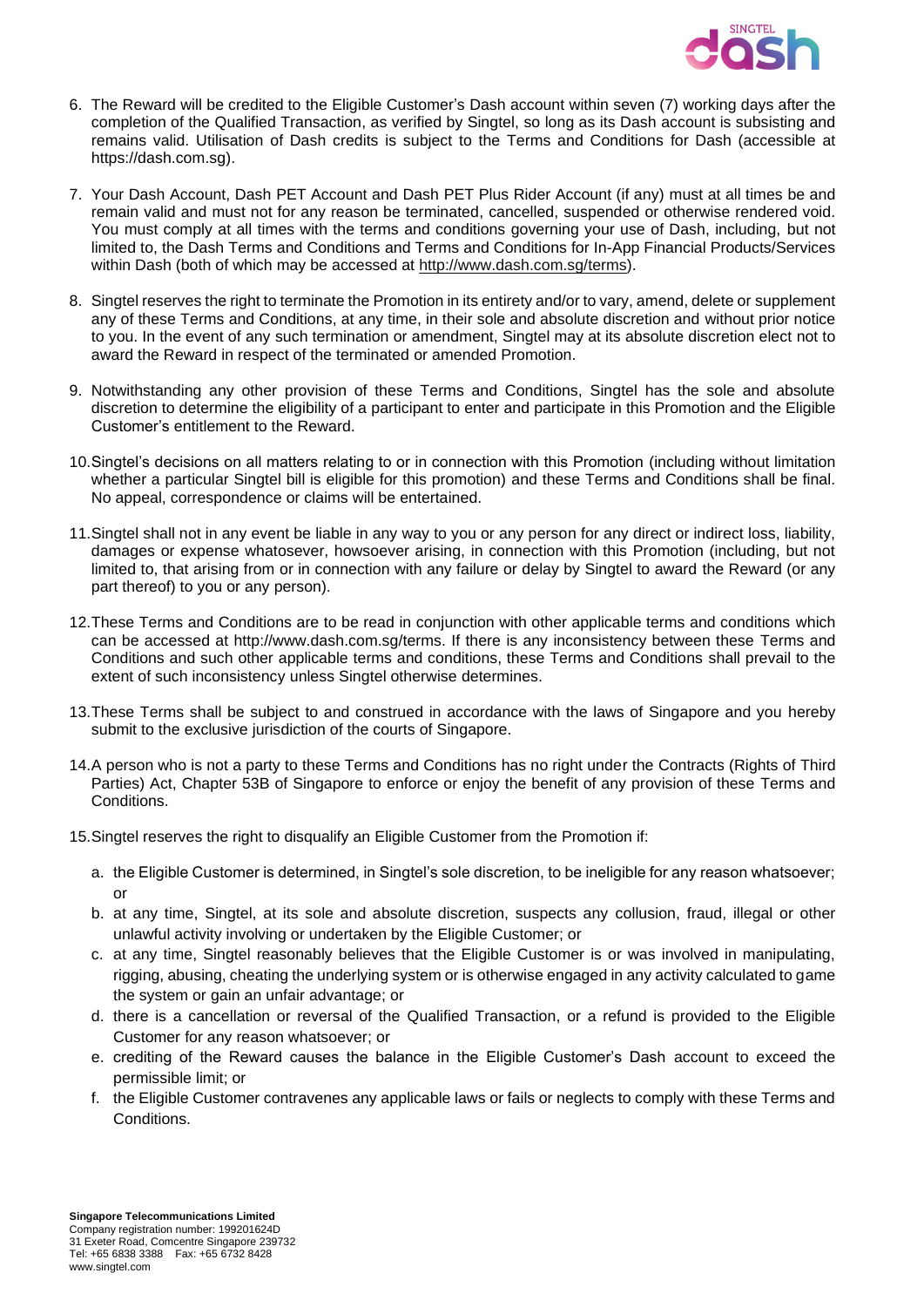6. The Reward will be credited to the Eligible Customer's Dash account within seven (7) working days after the completion of the Qualified Transaction, as verified by Singtel, so long as its Dash account is subsisting and remains valid. Utilisation of Dash credits is subject to the Terms and Conditions for Dash (accessible at https://dash.com.sg).

7. Your Dash Account, Dash PET Account and Dash PET Plus Rider Account (if any) must at all times be and remain valid and must not for any reason be terminated, cancelled, suspended or otherwise rendered void. You must comply at all times with the terms and conditions governing your use of Dash, including, but not limited to, the Dash Terms and Conditions and Terms and Conditions for In-App Financial Products/Services within Dash (both of which may be accessed at http://www.dash.com.sg/terms).

8. Singtel reserves the right to terminate the Promotion in its entirety and/or to vary, amend, delete or supplement any of these Terms and Conditions, at any time, in their sole and absolute discretion and without prior notice to you. In the event of any such termination or amendment, Singtel may at its absolute discretion elect not to award the Reward in respect of the terminated or amended Promotion.

9. Notwithstanding any other provision of these Terms and Conditions, Singtel has the sole and absolute discretion to determine the eligibility of a participant to enter and participate in this Promotion and the Eligible Customer's entitlement to the Reward.

10. Singtel's decisions on all matters relating to or in connection with this Promotion (including without limitation whether a particular Singtel bill is eligible for this promotion) and these Terms and Conditions shall be final. No appeal, correspondence or claims will be entertained.

11. Singtel shall not in any event be liable in any way to you or any person for any direct or indirect loss, liability, damages or expense whatsoever, howsoever arising, in connection with this Promotion (including, but not limited to, that arising from or in connection with any failure or delay by Singtel to award the Reward (or any part thereof) to you or any person).

12. These Terms and Conditions are to be read in conjunction with other applicable terms and conditions which can be accessed at http://www.dash.com.sg/terms. If there is any inconsistency between these Terms and Conditions and such other applicable terms and conditions, these Terms and Conditions shall prevail to the extent of such inconsistency unless Singtel otherwise determines.

13. These Terms shall be subject to and construed in accordance with the laws of Singapore and you hereby submit to the exclusive jurisdiction of the courts of Singapore.

14. A person who is not a party to these Terms and Conditions has no right under the Contracts (Rights of Third Parties) Act, Chapter 53B of Singapore to enforce or enjoy the benefit of any provision of these Terms and Conditions.

15. Singtel reserves the right to disqualify an Eligible Customer from the Promotion if:

    a. the Eligible Customer is determined, in Singtel's sole discretion, to be ineligible for any reason whatsoever; or
    b. at any time, Singtel, at its sole and absolute discretion, suspects any collusion, fraud, illegal or other unlawful activity involving or undertaken by the Eligible Customer; or
    c. at any time, Singtel reasonably believes that the Eligible Customer is or was involved in manipulating, rigging, abusing, cheating the underlying system or is otherwise engaged in any activity calculated to game the system or gain an unfair advantage; or
    d. there is a cancellation or reversal of the Qualified Transaction, or a refund is provided to the Eligible Customer for any reason whatsoever; or
    e. crediting of the Reward causes the balance in the Eligible Customer's Dash account to exceed the permissible limit; or
    f. the Eligible Customer contravenes any applicable laws or fails or neglects to comply with these Terms and Conditions.

**Singapore Telecommunications Limited**
Company registration number: 199201624D
31 Exeter Road, Comcentre Singapore 239732
Tel: +65 6838 3388 Fax: +65 6732 8428
www.singtel.com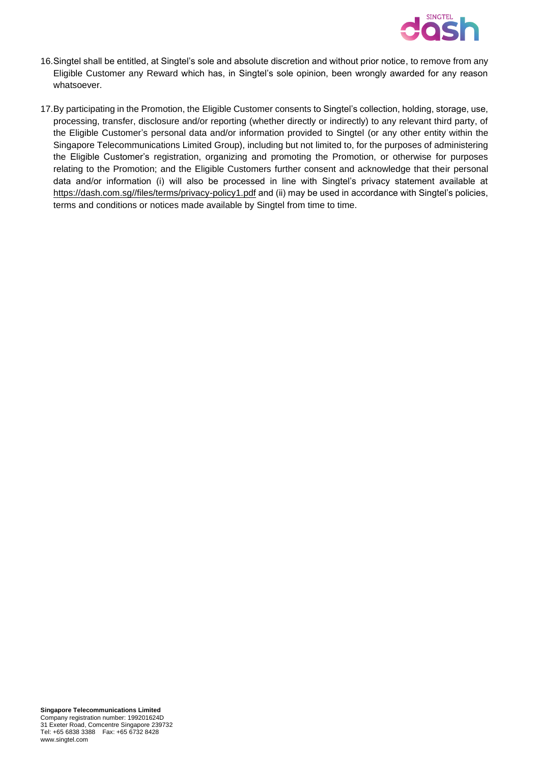16. Singtel shall be entitled, at Singtel's sole and absolute discretion and without prior notice, to remove from any Eligible Customer any Reward which has, in Singtel's sole opinion, been wrongly awarded for any reason whatsoever.

17. By participating in the Promotion, the Eligible Customer consents to Singtel's collection, holding, storage, use, processing, transfer, disclosure and/or reporting (whether directly or indirectly) to any relevant third party, of the Eligible Customer's personal data and/or information provided to Singtel (or any other entity within the Singapore Telecommunications Limited Group), including but not limited to, for the purposes of administering the Eligible Customer's registration, organizing and promoting the Promotion, or otherwise for purposes relating to the Promotion; and the Eligible Customers further consent and acknowledge that their personal data and/or information (i) will also be processed in line with Singtel's privacy statement available at https://dash.com.sg//files/terms/privacy-policy1.pdf and (ii) may be used in accordance with Singtel's policies, terms and conditions or notices made available by Singtel from time to time.